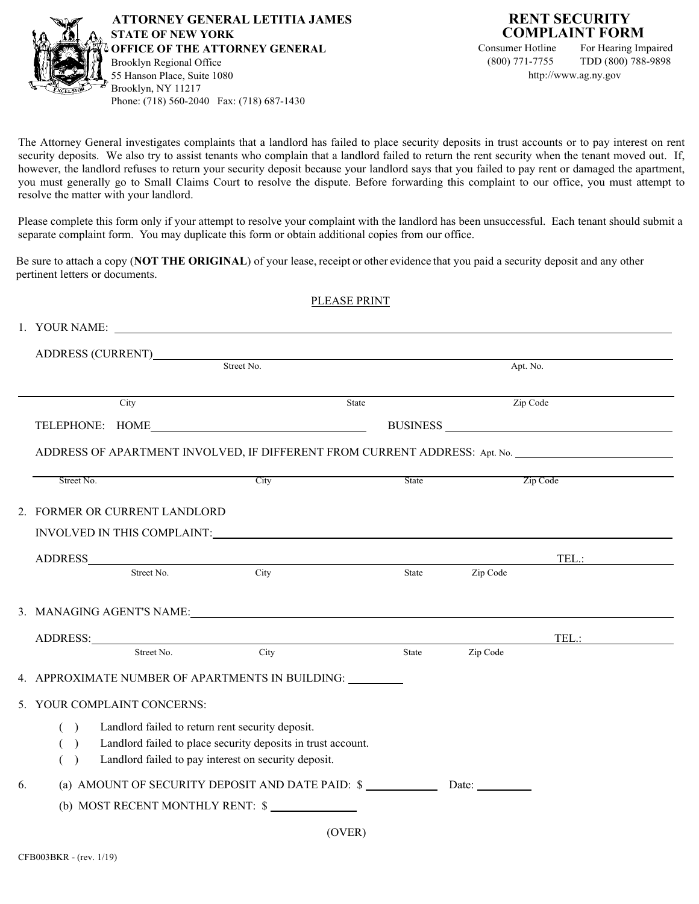**ATTORNEY GENERAL LETITIA JAMES**
**STATE OF NEW YORK**
**OFFICE OF THE ATTORNEY GENERAL**
Brooklyn Regional Office
55 Hanson Place, Suite 1080
Brooklyn, NY 11217
Phone: (718) 560-2040 Fax: (718) 687-1430

# RENT SECURITY COMPLAINT FORM

Consumer Hotline (800) 771-7755
For Hearing Impaired TDD (800) 788-9898
http://www.ag.ny.gov

The Attorney General investigates complaints that a landlord has failed to place security deposits in trust accounts or to pay interest on rent security deposits. We also try to assist tenants who complain that a landlord failed to return the rent security when the tenant moved out. If, however, the landlord refuses to return your security deposit because your landlord says that you failed to pay rent or damaged the apartment, you must generally go to Small Claims Court to resolve the dispute. Before forwarding this complaint to our office, you must attempt to resolve the matter with your landlord.

Please complete this form only if your attempt to resolve your complaint with the landlord has been unsuccessful. Each tenant should submit a separate complaint form. You may duplicate this form or obtain additional copies from our office.

Be sure to attach a copy (**NOT THE ORIGINAL**) of your lease, receipt or other evidence that you paid a security deposit and any other pertinent letters or documents.

PLEASE PRINT

1. YOUR NAME: ______________________________

   ADDRESS (CURRENT) ______________________________
   Street No. Apt. No.

   ______________________________
   City State Zip Code

   TELEPHONE: HOME ______________________ BUSINESS ______________________

   ADDRESS OF APARTMENT INVOLVED, IF DIFFERENT FROM CURRENT ADDRESS: Apt. No. ____________

   ______________________________
   Street No. City State Zip Code

2. FORMER OR CURRENT LANDLORD
   INVOLVED IN THIS COMPLAINT: ______________________________

   ADDRESS ______________________________ TEL.: ____________
   Street No. City State Zip Code

3. MANAGING AGENT'S NAME: ______________________________

   ADDRESS: ______________________________ TEL.: ____________
   Street No. City State Zip Code

4. APPROXIMATE NUMBER OF APARTMENTS IN BUILDING: ________

5. YOUR COMPLAINT CONCERNS:

   ( ) Landlord failed to return rent security deposit.
   ( ) Landlord failed to place security deposits in trust account.
   ( ) Landlord failed to pay interest on security deposit.

6. (a) AMOUNT OF SECURITY DEPOSIT AND DATE PAID: $ ____________ Date: ________

   (b) MOST RECENT MONTHLY RENT: $ ____________

(OVER)

CFB003BKR - (rev. 1/19)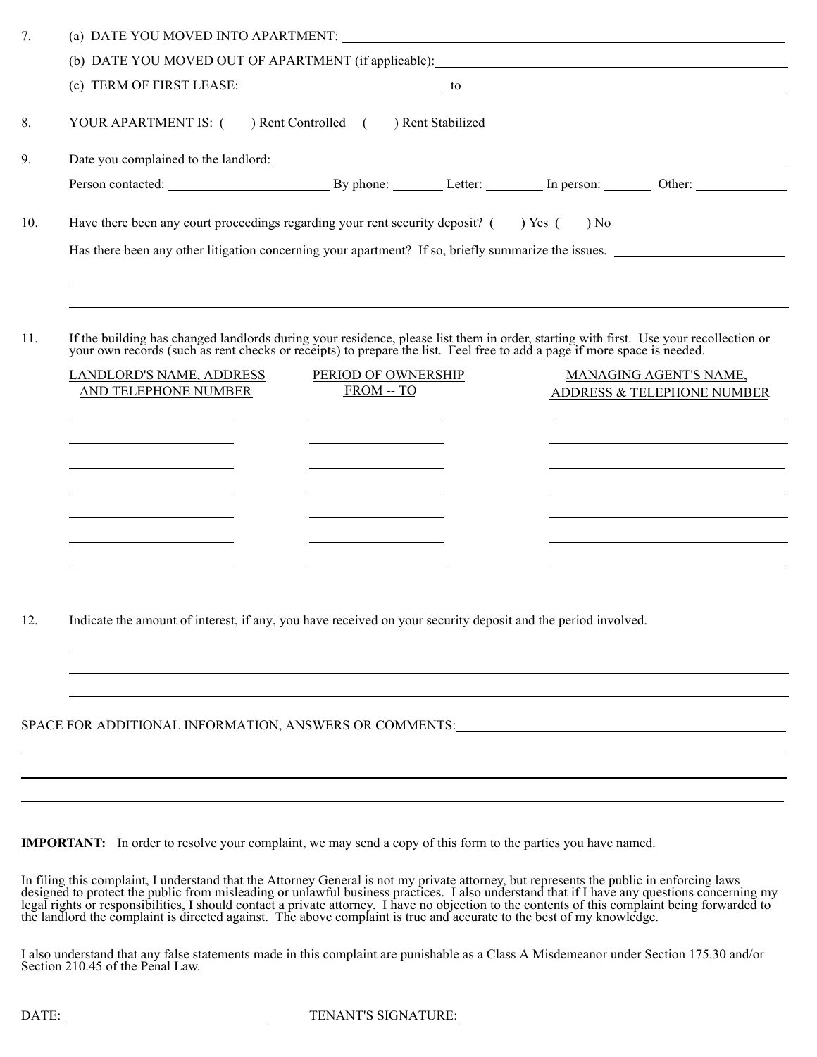7. (a) DATE YOU MOVED INTO APARTMENT: ______________________________

   (b) DATE YOU MOVED OUT OF APARTMENT (if applicable): ______________________________

   (c) TERM OF FIRST LEASE: ____________________ to ______________________________

8. YOUR APARTMENT IS: (   ) Rent Controlled   (   ) Rent Stabilized

9. Date you complained to the landlord: ______________________________

   Person contacted: ________________ By phone: ______ Letter: ______ In person: ______ Other: __________

10. Have there been any court proceedings regarding your rent security deposit? (   ) Yes (   ) No

    Has there been any other litigation concerning your apartment? If so, briefly summarize the issues. ____________________

    ______________________________________________________________________

    ______________________________________________________________________

11. If the building has changed landlords during your residence, please list them in order, starting with first. Use your recollection or your own records (such as rent checks or receipts) to prepare the list. Feel free to add a page if more space is needed.

| LANDLORD'S NAME, ADDRESS AND TELEPHONE NUMBER | PERIOD OF OWNERSHIP FROM -- TO | MANAGING AGENT'S NAME, ADDRESS & TELEPHONE NUMBER |
|---|---|---|
| | | |
| | | |
| | | |
| | | |
| | | |
| | | |
| | | |

12. Indicate the amount of interest, if any, you have received on your security deposit and the period involved.

    ______________________________________________________________________

    ______________________________________________________________________

    ______________________________________________________________________

SPACE FOR ADDITIONAL INFORMATION, ANSWERS OR COMMENTS: ______________________________

______________________________________________________________________

______________________________________________________________________

______________________________________________________________________

**IMPORTANT:** In order to resolve your complaint, we may send a copy of this form to the parties you have named.

In filing this complaint, I understand that the Attorney General is not my private attorney, but represents the public in enforcing laws designed to protect the public from misleading or unlawful business practices. I also understand that if I have any questions concerning my legal rights or responsibilities, I should contact a private attorney. I have no objection to the contents of this complaint being forwarded to the landlord the complaint is directed against. The above complaint is true and accurate to the best of my knowledge.

I also understand that any false statements made in this complaint are punishable as a Class A Misdemeanor under Section 175.30 and/or Section 210.45 of the Penal Law.

DATE: ____________________ TENANT'S SIGNATURE: ______________________________